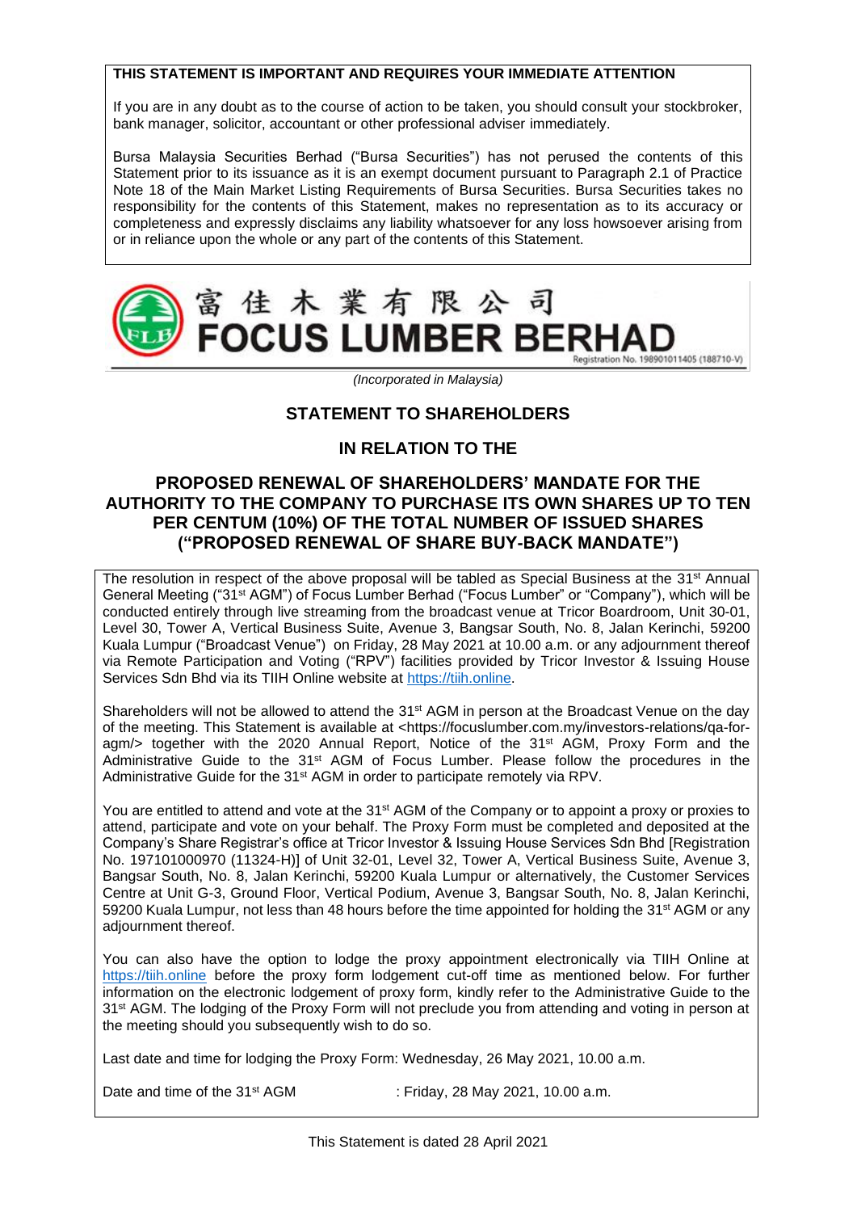**THIS STATEMENT IS IMPORTANT AND REQUIRES YOUR IMMEDIATE ATTENTION**

If you are in any doubt as to the course of action to be taken, you should consult your stockbroker, bank manager, solicitor, accountant or other professional adviser immediately.

Bursa Malaysia Securities Berhad ("Bursa Securities") has not perused the contents of this Statement prior to its issuance as it is an exempt document pursuant to Paragraph 2.1 of Practice Note 18 of the Main Market Listing Requirements of Bursa Securities. Bursa Securities takes no responsibility for the contents of this Statement, makes no representation as to its accuracy or completeness and expressly disclaims any liability whatsoever for any loss howsoever arising from or in reliance upon the whole or any part of the contents of this Statement.

富佳木業有限公司

**FOCUS LUMBER BERHAD**

Registration No. 198901011405 (188710-V)

*(Incorporated in Malaysia)*

## STATEMENT TO SHAREHOLDERS

## IN RELATION TO THE

## PROPOSED RENEWAL OF SHAREHOLDERS' MANDATE FOR THE AUTHORITY TO THE COMPANY TO PURCHASE ITS OWN SHARES UP TO TEN PER CENTUM (10%) OF THE TOTAL NUMBER OF ISSUED SHARES ("PROPOSED RENEWAL OF SHARE BUY-BACK MANDATE")

The resolution in respect of the above proposal will be tabled as Special Business at the 31st Annual General Meeting ("31st AGM") of Focus Lumber Berhad ("Focus Lumber" or "Company"), which will be conducted entirely through live streaming from the broadcast venue at Tricor Boardroom, Unit 30-01, Level 30, Tower A, Vertical Business Suite, Avenue 3, Bangsar South, No. 8, Jalan Kerinchi, 59200 Kuala Lumpur ("Broadcast Venue") on Friday, 28 May 2021 at 10.00 a.m. or any adjournment thereof via Remote Participation and Voting ("RPV") facilities provided by Tricor Investor & Issuing House Services Sdn Bhd via its TIIH Online website at https://tiih.online.

Shareholders will not be allowed to attend the 31st AGM in person at the Broadcast Venue on the day of the meeting. This Statement is available at <https://focuslumber.com.my/investors-relations/qa-for-agm/> together with the 2020 Annual Report, Notice of the 31st AGM, Proxy Form and the Administrative Guide to the 31st AGM of Focus Lumber. Please follow the procedures in the Administrative Guide for the 31st AGM in order to participate remotely via RPV.

You are entitled to attend and vote at the 31st AGM of the Company or to appoint a proxy or proxies to attend, participate and vote on your behalf. The Proxy Form must be completed and deposited at the Company's Share Registrar's office at Tricor Investor & Issuing House Services Sdn Bhd [Registration No. 197101000970 (11324-H)] of Unit 32-01, Level 32, Tower A, Vertical Business Suite, Avenue 3, Bangsar South, No. 8, Jalan Kerinchi, 59200 Kuala Lumpur or alternatively, the Customer Services Centre at Unit G-3, Ground Floor, Vertical Podium, Avenue 3, Bangsar South, No. 8, Jalan Kerinchi, 59200 Kuala Lumpur, not less than 48 hours before the time appointed for holding the 31st AGM or any adjournment thereof.

You can also have the option to lodge the proxy appointment electronically via TIIH Online at https://tiih.online before the proxy form lodgement cut-off time as mentioned below. For further information on the electronic lodgement of proxy form, kindly refer to the Administrative Guide to the 31st AGM. The lodging of the Proxy Form will not preclude you from attending and voting in person at the meeting should you subsequently wish to do so.

Last date and time for lodging the Proxy Form: Wednesday, 26 May 2021, 10.00 a.m.

Date and time of the 31st AGM : Friday, 28 May 2021, 10.00 a.m.

This Statement is dated 28 April 2021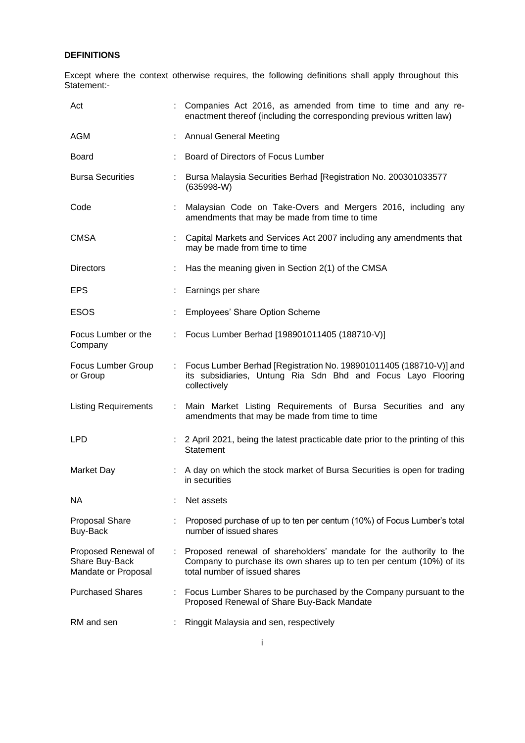**DEFINITIONS**

Except where the context otherwise requires, the following definitions shall apply throughout this Statement:-

| | | |
|---|---|---|
| Act | : | Companies Act 2016, as amended from time to time and any re-enactment thereof (including the corresponding previous written law) |
| AGM | : | Annual General Meeting |
| Board | : | Board of Directors of Focus Lumber |
| Bursa Securities | : | Bursa Malaysia Securities Berhad [Registration No. 200301033577 (635998-W) |
| Code | : | Malaysian Code on Take-Overs and Mergers 2016, including any amendments that may be made from time to time |
| CMSA | : | Capital Markets and Services Act 2007 including any amendments that may be made from time to time |
| Directors | : | Has the meaning given in Section 2(1) of the CMSA |
| EPS | : | Earnings per share |
| ESOS | : | Employees' Share Option Scheme |
| Focus Lumber or the Company | : | Focus Lumber Berhad [198901011405 (188710-V)] |
| Focus Lumber Group or Group | : | Focus Lumber Berhad [Registration No. 198901011405 (188710-V)] and its subsidiaries, Untung Ria Sdn Bhd and Focus Layo Flooring collectively |
| Listing Requirements | : | Main Market Listing Requirements of Bursa Securities and any amendments that may be made from time to time |
| LPD | : | 2 April 2021, being the latest practicable date prior to the printing of this Statement |
| Market Day | : | A day on which the stock market of Bursa Securities is open for trading in securities |
| NA | : | Net assets |
| Proposal Share Buy-Back | : | Proposed purchase of up to ten per centum (10%) of Focus Lumber's total number of issued shares |
| Proposed Renewal of Share Buy-Back Mandate or Proposal | : | Proposed renewal of shareholders' mandate for the authority to the Company to purchase its own shares up to ten per centum (10%) of its total number of issued shares |
| Purchased Shares | : | Focus Lumber Shares to be purchased by the Company pursuant to the Proposed Renewal of Share Buy-Back Mandate |
| RM and sen | : | Ringgit Malaysia and sen, respectively |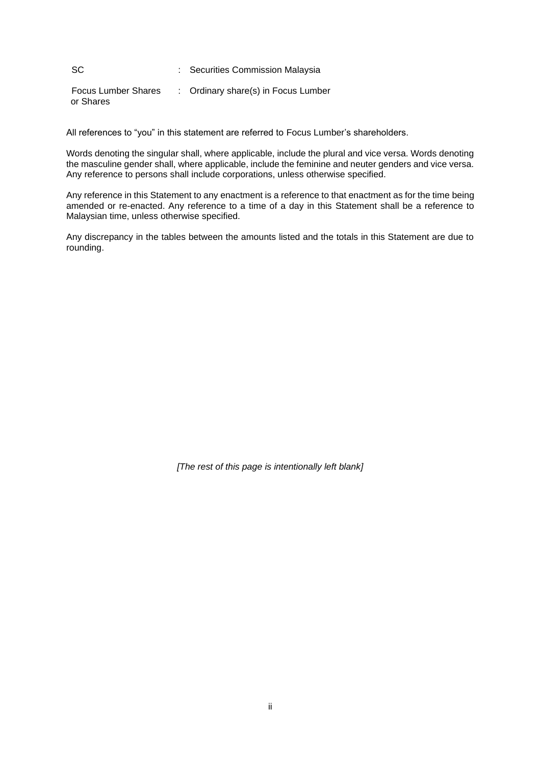| | | |
|---|---|---|
| SC | : | Securities Commission Malaysia |
| Focus Lumber Shares or Shares | : | Ordinary share(s) in Focus Lumber |

All references to "you" in this statement are referred to Focus Lumber's shareholders.

Words denoting the singular shall, where applicable, include the plural and vice versa. Words denoting the masculine gender shall, where applicable, include the feminine and neuter genders and vice versa. Any reference to persons shall include corporations, unless otherwise specified.

Any reference in this Statement to any enactment is a reference to that enactment as for the time being amended or re-enacted. Any reference to a time of a day in this Statement shall be a reference to Malaysian time, unless otherwise specified.

Any discrepancy in the tables between the amounts listed and the totals in this Statement are due to rounding.

*[The rest of this page is intentionally left blank]*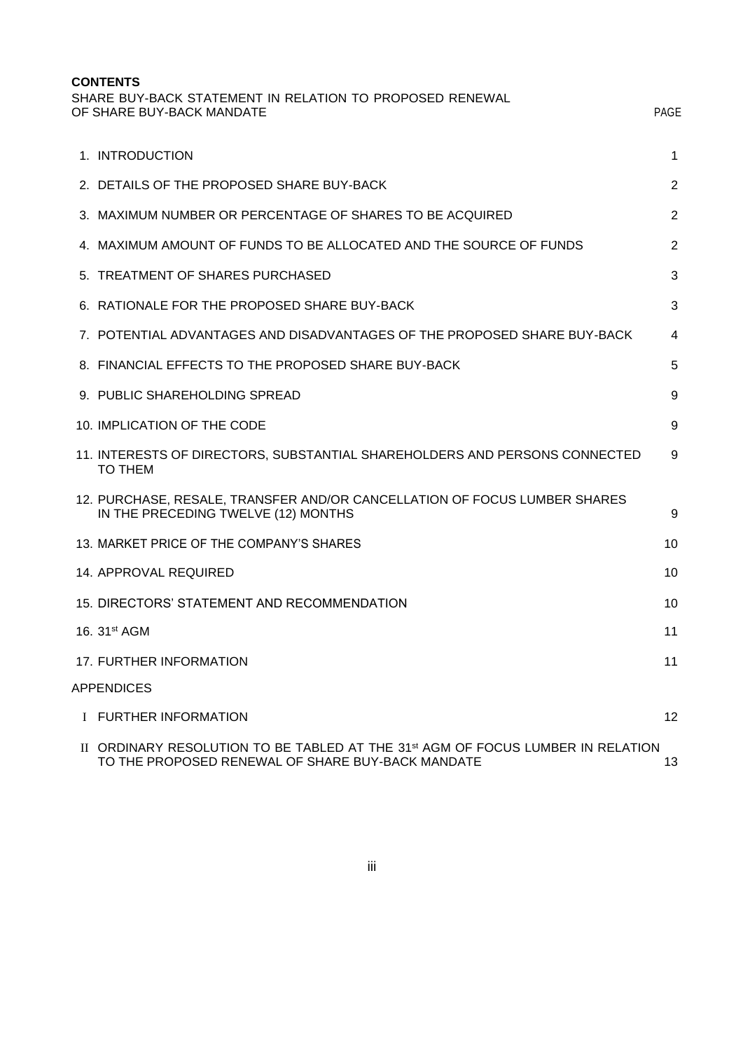**CONTENTS**

SHARE BUY-BACK STATEMENT IN RELATION TO PROPOSED RENEWAL OF SHARE BUY-BACK MANDATE

| | PAGE |
|---|---|
| 1. INTRODUCTION | 1 |
| 2. DETAILS OF THE PROPOSED SHARE BUY-BACK | 2 |
| 3. MAXIMUM NUMBER OR PERCENTAGE OF SHARES TO BE ACQUIRED | 2 |
| 4. MAXIMUM AMOUNT OF FUNDS TO BE ALLOCATED AND THE SOURCE OF FUNDS | 2 |
| 5. TREATMENT OF SHARES PURCHASED | 3 |
| 6. RATIONALE FOR THE PROPOSED SHARE BUY-BACK | 3 |
| 7. POTENTIAL ADVANTAGES AND DISADVANTAGES OF THE PROPOSED SHARE BUY-BACK | 4 |
| 8. FINANCIAL EFFECTS TO THE PROPOSED SHARE BUY-BACK | 5 |
| 9. PUBLIC SHAREHOLDING SPREAD | 9 |
| 10. IMPLICATION OF THE CODE | 9 |
| 11. INTERESTS OF DIRECTORS, SUBSTANTIAL SHAREHOLDERS AND PERSONS CONNECTED TO THEM | 9 |
| 12. PURCHASE, RESALE, TRANSFER AND/OR CANCELLATION OF FOCUS LUMBER SHARES IN THE PRECEDING TWELVE (12) MONTHS | 9 |
| 13. MARKET PRICE OF THE COMPANY'S SHARES | 10 |
| 14. APPROVAL REQUIRED | 10 |
| 15. DIRECTORS' STATEMENT AND RECOMMENDATION | 10 |
| 16. 31st AGM | 11 |
| 17. FURTHER INFORMATION | 11 |
| **APPENDICES** | |
| I FURTHER INFORMATION | 12 |
| II ORDINARY RESOLUTION TO BE TABLED AT THE 31st AGM OF FOCUS LUMBER IN RELATION TO THE PROPOSED RENEWAL OF SHARE BUY-BACK MANDATE | 13 |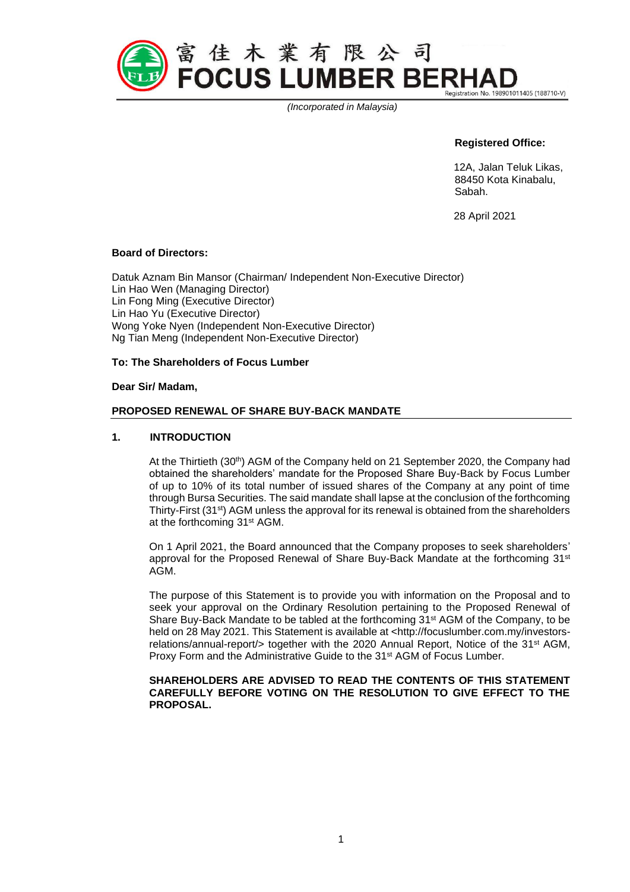富佳木業有限公司

# FOCUS LUMBER BERHAD

Registration No. 198901011405 (188710-V)

*(Incorporated in Malaysia)*

**Registered Office:**

12A, Jalan Teluk Likas,
88450 Kota Kinabalu,
Sabah.

28 April 2021

**Board of Directors:**

Datuk Aznam Bin Mansor (Chairman/ Independent Non-Executive Director)
Lin Hao Wen (Managing Director)
Lin Fong Ming (Executive Director)
Lin Hao Yu (Executive Director)
Wong Yoke Nyen (Independent Non-Executive Director)
Ng Tian Meng (Independent Non-Executive Director)

**To: The Shareholders of Focus Lumber**

**Dear Sir/ Madam,**

**PROPOSED RENEWAL OF SHARE BUY-BACK MANDATE**

## 1. INTRODUCTION

At the Thirtieth (30th) AGM of the Company held on 21 September 2020, the Company had obtained the shareholders' mandate for the Proposed Share Buy-Back by Focus Lumber of up to 10% of its total number of issued shares of the Company at any point of time through Bursa Securities. The said mandate shall lapse at the conclusion of the forthcoming Thirty-First (31st) AGM unless the approval for its renewal is obtained from the shareholders at the forthcoming 31st AGM.

On 1 April 2021, the Board announced that the Company proposes to seek shareholders' approval for the Proposed Renewal of Share Buy-Back Mandate at the forthcoming 31st AGM.

The purpose of this Statement is to provide you with information on the Proposal and to seek your approval on the Ordinary Resolution pertaining to the Proposed Renewal of Share Buy-Back Mandate to be tabled at the forthcoming 31st AGM of the Company, to be held on 28 May 2021. This Statement is available at <http://focuslumber.com.my/investors-relations/annual-report/> together with the 2020 Annual Report, Notice of the 31st AGM, Proxy Form and the Administrative Guide to the 31st AGM of Focus Lumber.

**SHAREHOLDERS ARE ADVISED TO READ THE CONTENTS OF THIS STATEMENT CAREFULLY BEFORE VOTING ON THE RESOLUTION TO GIVE EFFECT TO THE PROPOSAL.**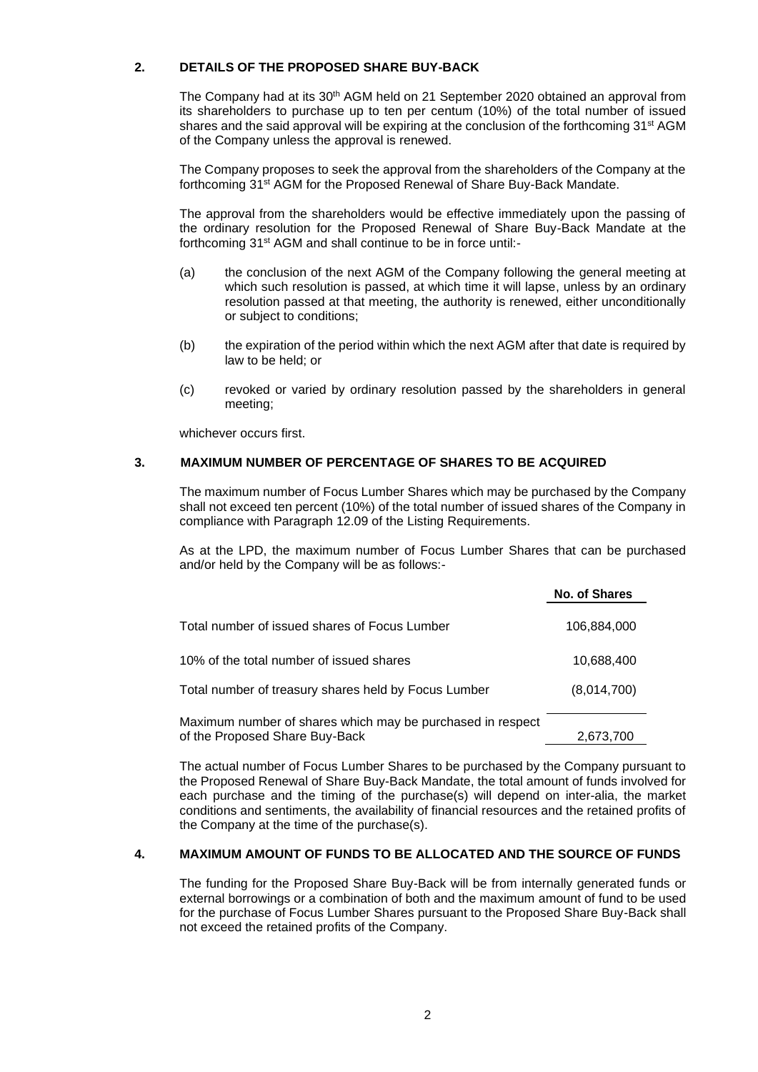## 2. DETAILS OF THE PROPOSED SHARE BUY-BACK

The Company had at its 30th AGM held on 21 September 2020 obtained an approval from its shareholders to purchase up to ten per centum (10%) of the total number of issued shares and the said approval will be expiring at the conclusion of the forthcoming 31st AGM of the Company unless the approval is renewed.

The Company proposes to seek the approval from the shareholders of the Company at the forthcoming 31st AGM for the Proposed Renewal of Share Buy-Back Mandate.

The approval from the shareholders would be effective immediately upon the passing of the ordinary resolution for the Proposed Renewal of Share Buy-Back Mandate at the forthcoming 31st AGM and shall continue to be in force until:-

(a) the conclusion of the next AGM of the Company following the general meeting at which such resolution is passed, at which time it will lapse, unless by an ordinary resolution passed at that meeting, the authority is renewed, either unconditionally or subject to conditions;

(b) the expiration of the period within which the next AGM after that date is required by law to be held; or

(c) revoked or varied by ordinary resolution passed by the shareholders in general meeting;

whichever occurs first.

## 3. MAXIMUM NUMBER OF PERCENTAGE OF SHARES TO BE ACQUIRED

The maximum number of Focus Lumber Shares which may be purchased by the Company shall not exceed ten percent (10%) of the total number of issued shares of the Company in compliance with Paragraph 12.09 of the Listing Requirements.

As at the LPD, the maximum number of Focus Lumber Shares that can be purchased and/or held by the Company will be as follows:-

| | No. of Shares |
|---|---|
| Total number of issued shares of Focus Lumber | 106,884,000 |
| 10% of the total number of issued shares | 10,688,400 |
| Total number of treasury shares held by Focus Lumber | (8,014,700) |
| Maximum number of shares which may be purchased in respect of the Proposed Share Buy-Back | 2,673,700 |

The actual number of Focus Lumber Shares to be purchased by the Company pursuant to the Proposed Renewal of Share Buy-Back Mandate, the total amount of funds involved for each purchase and the timing of the purchase(s) will depend on inter-alia, the market conditions and sentiments, the availability of financial resources and the retained profits of the Company at the time of the purchase(s).

## 4. MAXIMUM AMOUNT OF FUNDS TO BE ALLOCATED AND THE SOURCE OF FUNDS

The funding for the Proposed Share Buy-Back will be from internally generated funds or external borrowings or a combination of both and the maximum amount of fund to be used for the purchase of Focus Lumber Shares pursuant to the Proposed Share Buy-Back shall not exceed the retained profits of the Company.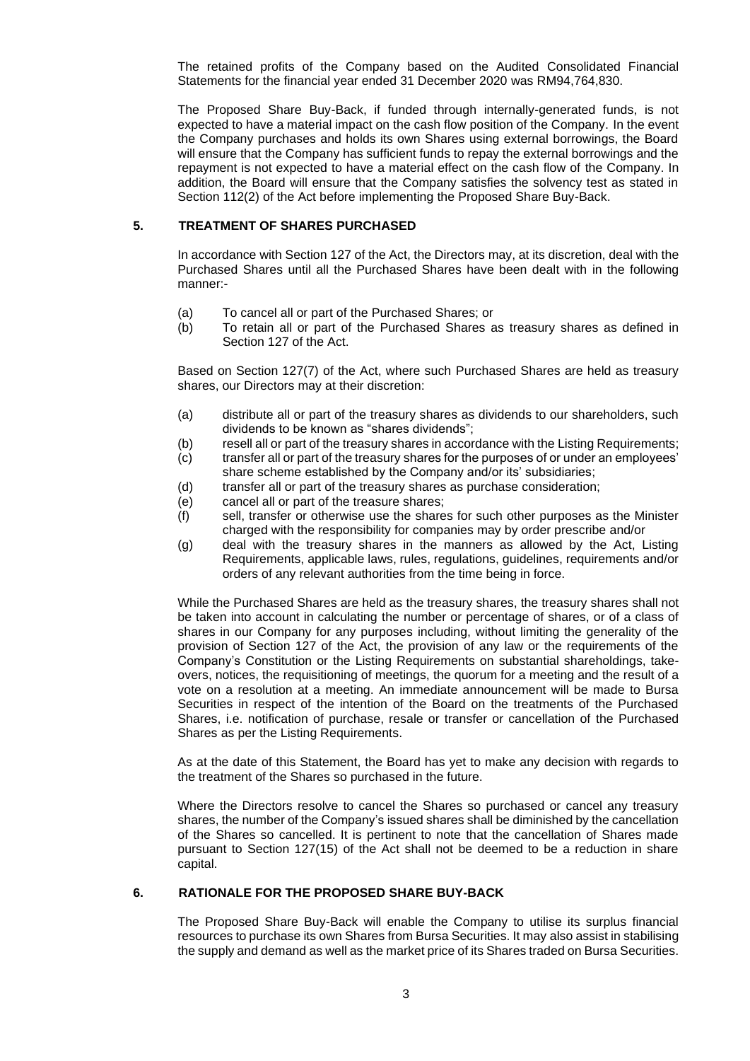The retained profits of the Company based on the Audited Consolidated Financial Statements for the financial year ended 31 December 2020 was RM94,764,830.

The Proposed Share Buy-Back, if funded through internally-generated funds, is not expected to have a material impact on the cash flow position of the Company. In the event the Company purchases and holds its own Shares using external borrowings, the Board will ensure that the Company has sufficient funds to repay the external borrowings and the repayment is not expected to have a material effect on the cash flow of the Company. In addition, the Board will ensure that the Company satisfies the solvency test as stated in Section 112(2) of the Act before implementing the Proposed Share Buy-Back.

## 5. TREATMENT OF SHARES PURCHASED

In accordance with Section 127 of the Act, the Directors may, at its discretion, deal with the Purchased Shares until all the Purchased Shares have been dealt with in the following manner:-

(a) To cancel all or part of the Purchased Shares; or
(b) To retain all or part of the Purchased Shares as treasury shares as defined in Section 127 of the Act.

Based on Section 127(7) of the Act, where such Purchased Shares are held as treasury shares, our Directors may at their discretion:

(a) distribute all or part of the treasury shares as dividends to our shareholders, such dividends to be known as "shares dividends";
(b) resell all or part of the treasury shares in accordance with the Listing Requirements;
(c) transfer all or part of the treasury shares for the purposes of or under an employees' share scheme established by the Company and/or its' subsidiaries;
(d) transfer all or part of the treasury shares as purchase consideration;
(e) cancel all or part of the treasury shares;
(f) sell, transfer or otherwise use the shares for such other purposes as the Minister charged with the responsibility for companies may by order prescribe and/or
(g) deal with the treasury shares in the manners as allowed by the Act, Listing Requirements, applicable laws, rules, regulations, guidelines, requirements and/or orders of any relevant authorities from the time being in force.

While the Purchased Shares are held as the treasury shares, the treasury shares shall not be taken into account in calculating the number or percentage of shares, or of a class of shares in our Company for any purposes including, without limiting the generality of the provision of Section 127 of the Act, the provision of any law or the requirements of the Company's Constitution or the Listing Requirements on substantial shareholdings, take-overs, notices, the requisitioning of meetings, the quorum for a meeting and the result of a vote on a resolution at a meeting. An immediate announcement will be made to Bursa Securities in respect of the intention of the Board on the treatments of the Purchased Shares, i.e. notification of purchase, resale or transfer or cancellation of the Purchased Shares as per the Listing Requirements.

As at the date of this Statement, the Board has yet to make any decision with regards to the treatment of the Shares so purchased in the future.

Where the Directors resolve to cancel the Shares so purchased or cancel any treasury shares, the number of the Company's issued shares shall be diminished by the cancellation of the Shares so cancelled. It is pertinent to note that the cancellation of Shares made pursuant to Section 127(15) of the Act shall not be deemed to be a reduction in share capital.

## 6. RATIONALE FOR THE PROPOSED SHARE BUY-BACK

The Proposed Share Buy-Back will enable the Company to utilise its surplus financial resources to purchase its own Shares from Bursa Securities. It may also assist in stabilising the supply and demand as well as the market price of its Shares traded on Bursa Securities.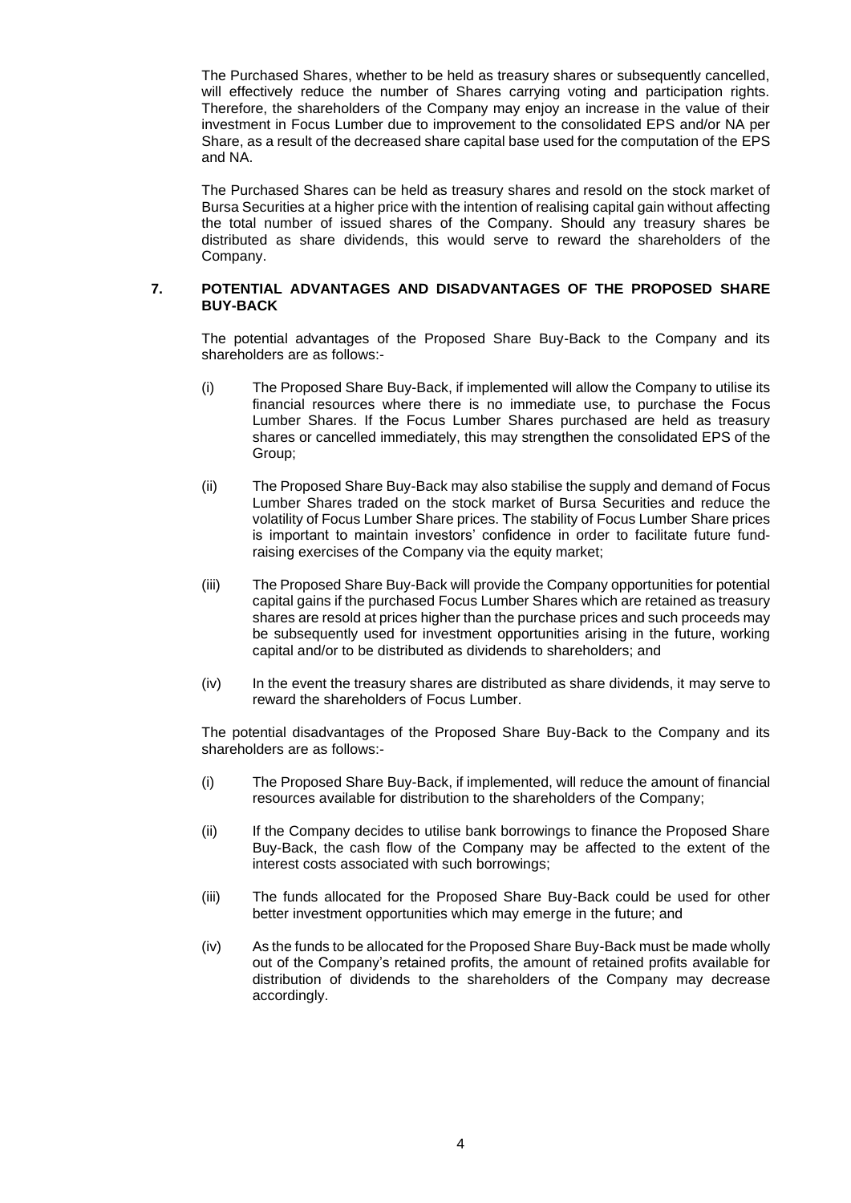The Purchased Shares, whether to be held as treasury shares or subsequently cancelled, will effectively reduce the number of Shares carrying voting and participation rights. Therefore, the shareholders of the Company may enjoy an increase in the value of their investment in Focus Lumber due to improvement to the consolidated EPS and/or NA per Share, as a result of the decreased share capital base used for the computation of the EPS and NA.

The Purchased Shares can be held as treasury shares and resold on the stock market of Bursa Securities at a higher price with the intention of realising capital gain without affecting the total number of issued shares of the Company. Should any treasury shares be distributed as share dividends, this would serve to reward the shareholders of the Company.

## 7. POTENTIAL ADVANTAGES AND DISADVANTAGES OF THE PROPOSED SHARE BUY-BACK

The potential advantages of the Proposed Share Buy-Back to the Company and its shareholders are as follows:-

(i) The Proposed Share Buy-Back, if implemented will allow the Company to utilise its financial resources where there is no immediate use, to purchase the Focus Lumber Shares. If the Focus Lumber Shares purchased are held as treasury shares or cancelled immediately, this may strengthen the consolidated EPS of the Group;

(ii) The Proposed Share Buy-Back may also stabilise the supply and demand of Focus Lumber Shares traded on the stock market of Bursa Securities and reduce the volatility of Focus Lumber Share prices. The stability of Focus Lumber Share prices is important to maintain investors' confidence in order to facilitate future fund-raising exercises of the Company via the equity market;

(iii) The Proposed Share Buy-Back will provide the Company opportunities for potential capital gains if the purchased Focus Lumber Shares which are retained as treasury shares are resold at prices higher than the purchase prices and such proceeds may be subsequently used for investment opportunities arising in the future, working capital and/or to be distributed as dividends to shareholders; and

(iv) In the event the treasury shares are distributed as share dividends, it may serve to reward the shareholders of Focus Lumber.

The potential disadvantages of the Proposed Share Buy-Back to the Company and its shareholders are as follows:-

(i) The Proposed Share Buy-Back, if implemented, will reduce the amount of financial resources available for distribution to the shareholders of the Company;

(ii) If the Company decides to utilise bank borrowings to finance the Proposed Share Buy-Back, the cash flow of the Company may be affected to the extent of the interest costs associated with such borrowings;

(iii) The funds allocated for the Proposed Share Buy-Back could be used for other better investment opportunities which may emerge in the future; and

(iv) As the funds to be allocated for the Proposed Share Buy-Back must be made wholly out of the Company's retained profits, the amount of retained profits available for distribution of dividends to the shareholders of the Company may decrease accordingly.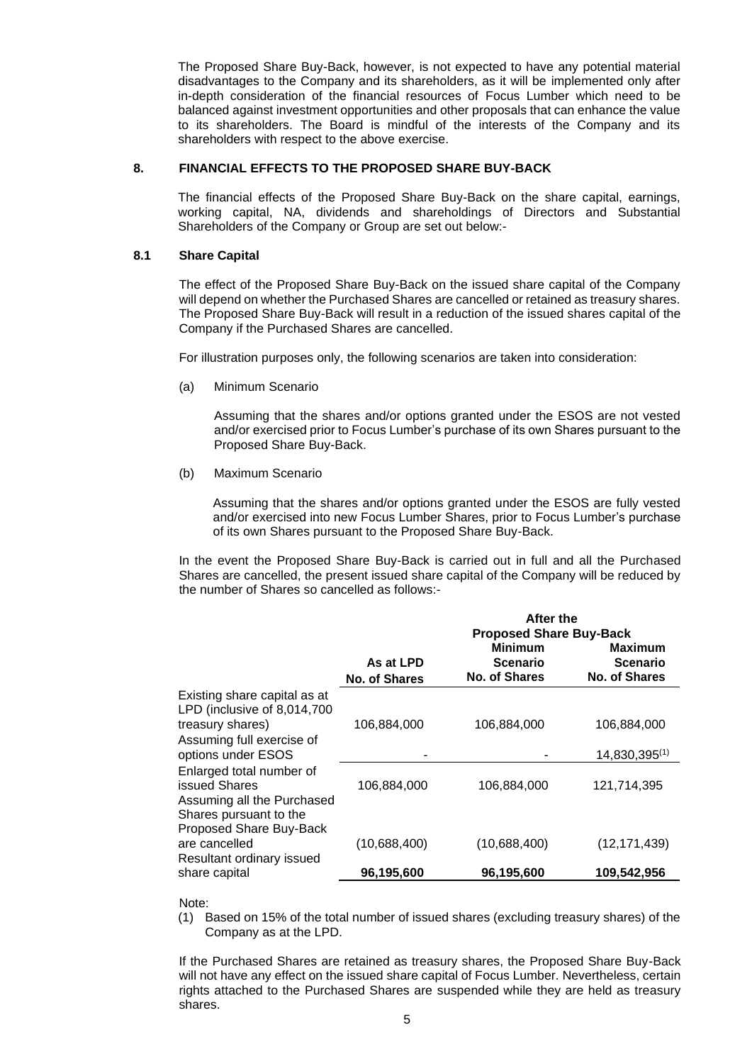The Proposed Share Buy-Back, however, is not expected to have any potential material disadvantages to the Company and its shareholders, as it will be implemented only after in-depth consideration of the financial resources of Focus Lumber which need to be balanced against investment opportunities and other proposals that can enhance the value to its shareholders. The Board is mindful of the interests of the Company and its shareholders with respect to the above exercise.

## 8. FINANCIAL EFFECTS TO THE PROPOSED SHARE BUY-BACK

The financial effects of the Proposed Share Buy-Back on the share capital, earnings, working capital, NA, dividends and shareholdings of Directors and Substantial Shareholders of the Company or Group are set out below:-

### 8.1 Share Capital

The effect of the Proposed Share Buy-Back on the issued share capital of the Company will depend on whether the Purchased Shares are cancelled or retained as treasury shares. The Proposed Share Buy-Back will result in a reduction of the issued shares capital of the Company if the Purchased Shares are cancelled.

For illustration purposes only, the following scenarios are taken into consideration:

(a) Minimum Scenario

Assuming that the shares and/or options granted under the ESOS are not vested and/or exercised prior to Focus Lumber's purchase of its own Shares pursuant to the Proposed Share Buy-Back.

(b) Maximum Scenario

Assuming that the shares and/or options granted under the ESOS are fully vested and/or exercised into new Focus Lumber Shares, prior to Focus Lumber's purchase of its own Shares pursuant to the Proposed Share Buy-Back.

In the event the Proposed Share Buy-Back is carried out in full and all the Purchased Shares are cancelled, the present issued share capital of the Company will be reduced by the number of Shares so cancelled as follows:-

| | As at LPD | After the Proposed Share Buy-Back | |
|---|---|---|---|
| | | **Minimum Scenario** | **Maximum Scenario** |
| | **No. of Shares** | **No. of Shares** | **No. of Shares** |
| Existing share capital as at LPD (inclusive of 8,014,700 treasury shares) | 106,884,000 | 106,884,000 | 106,884,000 |
| Assuming full exercise of options under ESOS | - | - | 14,830,395[(1)] |
| Enlarged total number of issued Shares | 106,884,000 | 106,884,000 | 121,714,395 |
| Assuming all the Purchased Shares pursuant to the Proposed Share Buy-Back are cancelled | (10,688,400) | (10,688,400) | (12,171,439) |
| Resultant ordinary issued share capital | **96,195,600** | **96,195,600** | **109,542,956** |

Note:

(1) Based on 15% of the total number of issued shares (excluding treasury shares) of the Company as at the LPD.

If the Purchased Shares are retained as treasury shares, the Proposed Share Buy-Back will not have any effect on the issued share capital of Focus Lumber. Nevertheless, certain rights attached to the Purchased Shares are suspended while they are held as treasury shares.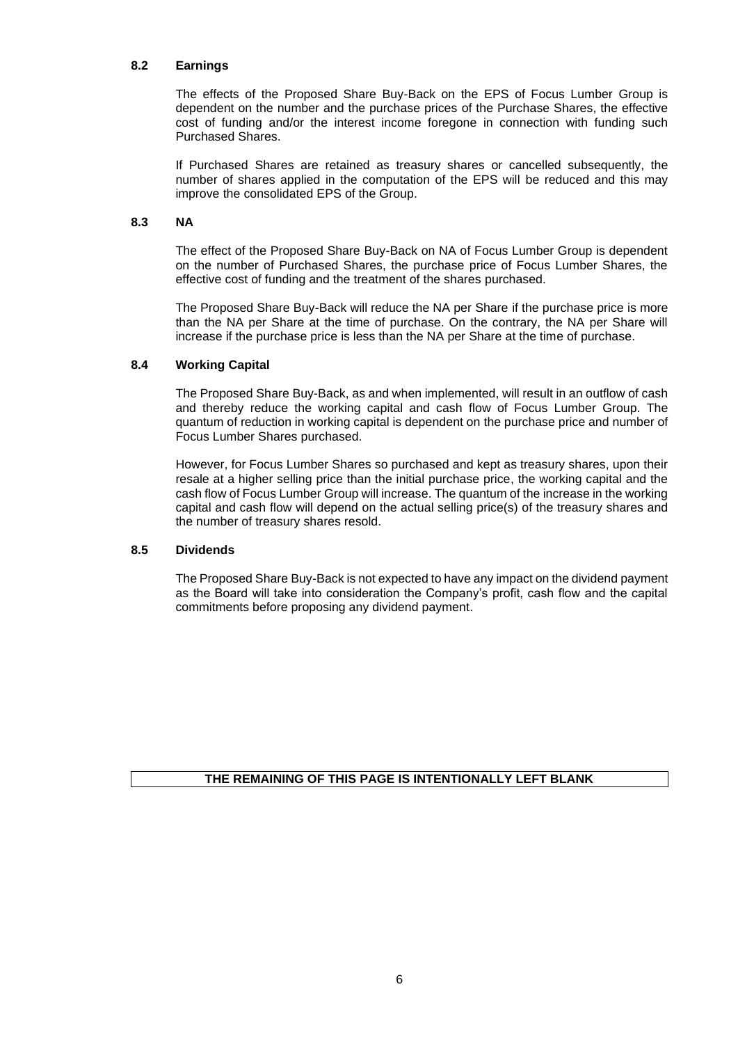### 8.2 Earnings

The effects of the Proposed Share Buy-Back on the EPS of Focus Lumber Group is dependent on the number and the purchase prices of the Purchase Shares, the effective cost of funding and/or the interest income foregone in connection with funding such Purchased Shares.

If Purchased Shares are retained as treasury shares or cancelled subsequently, the number of shares applied in the computation of the EPS will be reduced and this may improve the consolidated EPS of the Group.

### 8.3 NA

The effect of the Proposed Share Buy-Back on NA of Focus Lumber Group is dependent on the number of Purchased Shares, the purchase price of Focus Lumber Shares, the effective cost of funding and the treatment of the shares purchased.

The Proposed Share Buy-Back will reduce the NA per Share if the purchase price is more than the NA per Share at the time of purchase. On the contrary, the NA per Share will increase if the purchase price is less than the NA per Share at the time of purchase.

### 8.4 Working Capital

The Proposed Share Buy-Back, as and when implemented, will result in an outflow of cash and thereby reduce the working capital and cash flow of Focus Lumber Group. The quantum of reduction in working capital is dependent on the purchase price and number of Focus Lumber Shares purchased.

However, for Focus Lumber Shares so purchased and kept as treasury shares, upon their resale at a higher selling price than the initial purchase price, the working capital and the cash flow of Focus Lumber Group will increase. The quantum of the increase in the working capital and cash flow will depend on the actual selling price(s) of the treasury shares and the number of treasury shares resold.

### 8.5 Dividends

The Proposed Share Buy-Back is not expected to have any impact on the dividend payment as the Board will take into consideration the Company's profit, cash flow and the capital commitments before proposing any dividend payment.

**THE REMAINING OF THIS PAGE IS INTENTIONALLY LEFT BLANK**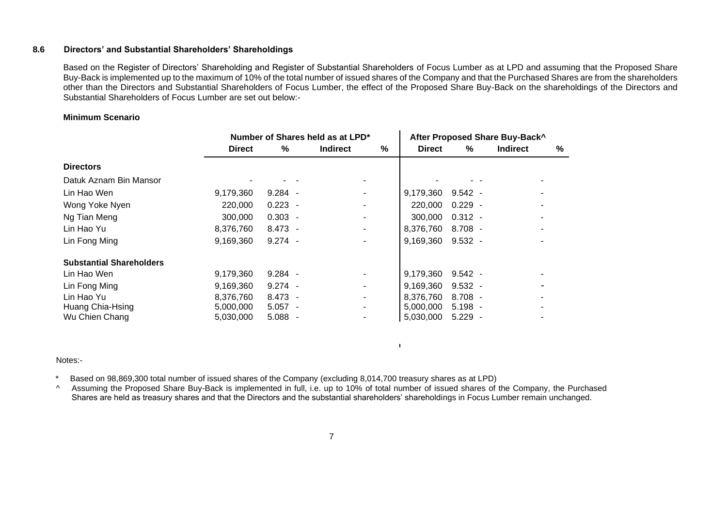### 8.6 Directors' and Substantial Shareholders' Shareholdings

Based on the Register of Directors' Shareholding and Register of Substantial Shareholders of Focus Lumber as at LPD and assuming that the Proposed Share Buy-Back is implemented up to the maximum of 10% of the total number of issued shares of the Company and that the Purchased Shares are from the shareholders other than the Directors and Substantial Shareholders of Focus Lumber, the effect of the Proposed Share Buy-Back on the shareholdings of the Directors and Substantial Shareholders of Focus Lumber are set out below:-

**Minimum Scenario**

| | Number of Shares held as at LPD* | | | | After Proposed Share Buy-Back^ | | | |
|---|---|---|---|---|---|---|---|---|
| | **Direct** | **%** | **Indirect** | **%** | **Direct** | **%** | **Indirect** | **%** |
| **Directors** | | | | | | | | |
| Datuk Aznam Bin Mansor | - | - | - | - | - | - | - | - |
| Lin Hao Wen | 9,179,360 | 9.284 | - | - | 9,179,360 | 9.542 | - | - |
| Wong Yoke Nyen | 220,000 | 0.223 | - | - | 220,000 | 0.229 | - | - |
| Ng Tian Meng | 300,000 | 0.303 | - | - | 300,000 | 0.312 | - | - |
| Lin Hao Yu | 8,376,760 | 8.473 | - | - | 8,376,760 | 8.708 | - | - |
| Lin Fong Ming | 9,169,360 | 9.274 | - | - | 9,169,360 | 9.532 | - | - |
| **Substantial Shareholders** | | | | | | | | |
| Lin Hao Wen | 9,179,360 | 9.284 | - | - | 9,179,360 | 9.542 | - | - |
| Lin Fong Ming | 9,169,360 | 9.274 | - | - | 9,169,360 | 9.532 | - | - |
| Lin Hao Yu | 8,376,760 | 8.473 | - | - | 8,376,760 | 8.708 | - | - |
| Huang Chia-Hsing | 5,000,000 | 5.057 | - | - | 5,000,000 | 5.198 | - | - |
| Wu Chien Chang | 5,030,000 | 5.088 | - | - | 5,030,000 | 5.229 | - | - |

Notes:-

\* Based on 98,869,300 total number of issued shares of the Company (excluding 8,014,700 treasury shares as at LPD)

^ Assuming the Proposed Share Buy-Back is implemented in full, i.e. up to 10% of total number of issued shares of the Company, the Purchased Shares are held as treasury shares and that the Directors and the substantial shareholders' shareholdings in Focus Lumber remain unchanged.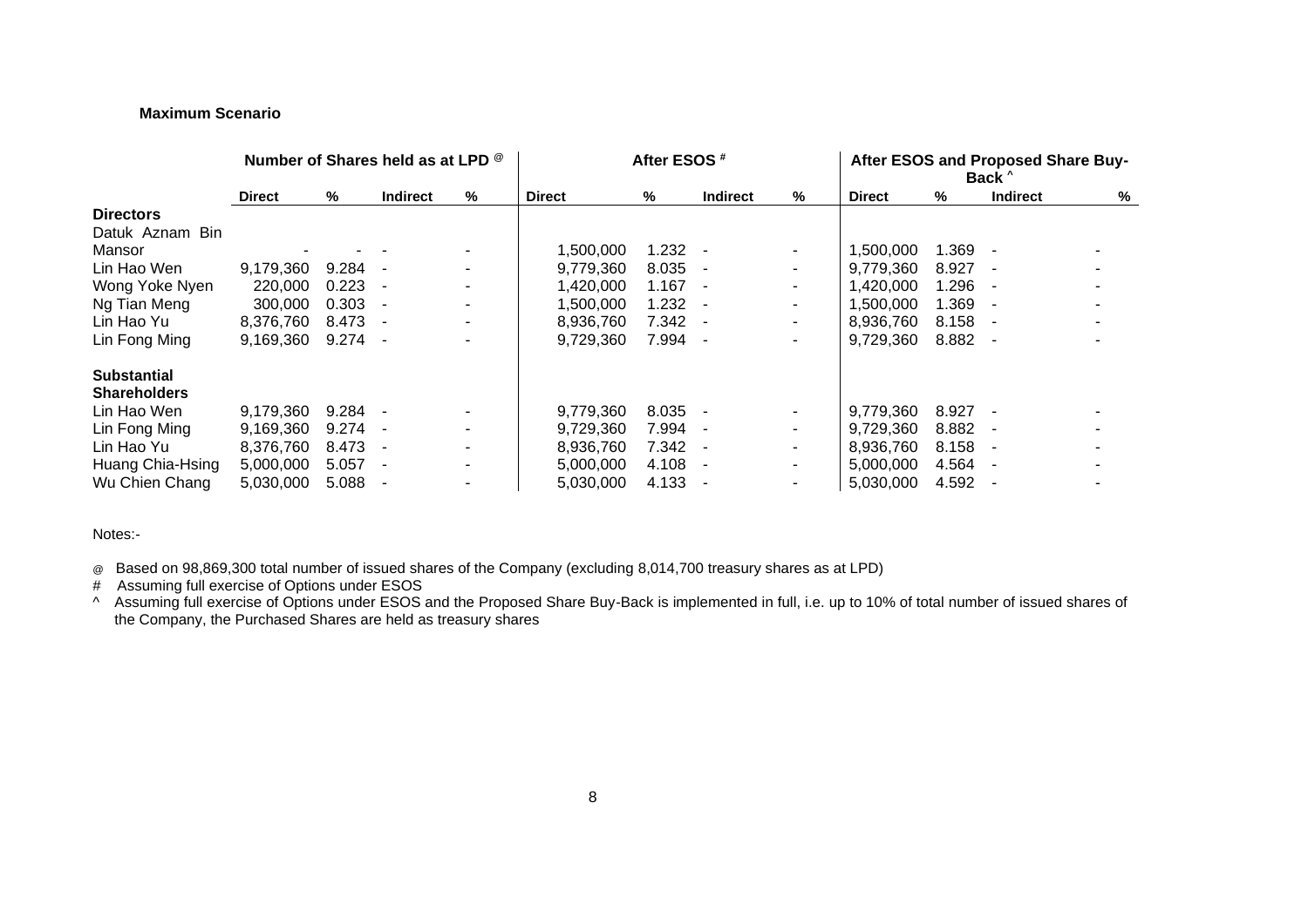**Maximum Scenario**

| | Number of Shares held as at LPD @ | | | | After ESOS # | | | | After ESOS and Proposed Share Buy-Back ^ | | | |
|---|---|---|---|---|---|---|---|---|---|---|---|---|
| | **Direct** | **%** | **Indirect** | **%** | **Direct** | **%** | **Indirect** | **%** | **Direct** | **%** | **Indirect** | **%** |
| **Directors** | | | | | | | | | | | | |
| Datuk Aznam Bin Mansor | - | - | - | - | 1,500,000 | 1.232 | - | - | 1,500,000 | 1.369 | - | - |
| Lin Hao Wen | 9,179,360 | 9.284 | - | - | 9,779,360 | 8.035 | - | - | 9,779,360 | 8.927 | - | - |
| Wong Yoke Nyen | 220,000 | 0.223 | - | - | 1,420,000 | 1.167 | - | - | 1,420,000 | 1.296 | - | - |
| Ng Tian Meng | 300,000 | 0.303 | - | - | 1,500,000 | 1.232 | - | - | 1,500,000 | 1.369 | - | - |
| Lin Hao Yu | 8,376,760 | 8.473 | - | - | 8,936,760 | 7.342 | - | - | 8,936,760 | 8.158 | - | - |
| Lin Fong Ming | 9,169,360 | 9.274 | - | - | 9,729,360 | 7.994 | - | - | 9,729,360 | 8.882 | - | - |
| **Substantial Shareholders** | | | | | | | | | | | | |
| Lin Hao Wen | 9,179,360 | 9.284 | - | - | 9,779,360 | 8.035 | - | - | 9,779,360 | 8.927 | - | - |
| Lin Fong Ming | 9,169,360 | 9.274 | - | - | 9,729,360 | 7.994 | - | - | 9,729,360 | 8.882 | - | - |
| Lin Hao Yu | 8,376,760 | 8.473 | - | - | 8,936,760 | 7.342 | - | - | 8,936,760 | 8.158 | - | - |
| Huang Chia-Hsing | 5,000,000 | 5.057 | - | - | 5,000,000 | 4.108 | - | - | 5,000,000 | 4.564 | - | - |
| Wu Chien Chang | 5,030,000 | 5.088 | - | - | 5,030,000 | 4.133 | - | - | 5,030,000 | 4.592 | - | - |

Notes:-

@ Based on 98,869,300 total number of issued shares of the Company (excluding 8,014,700 treasury shares as at LPD)

# Assuming full exercise of Options under ESOS

^ Assuming full exercise of Options under ESOS and the Proposed Share Buy-Back is implemented in full, i.e. up to 10% of total number of issued shares of the Company, the Purchased Shares are held as treasury shares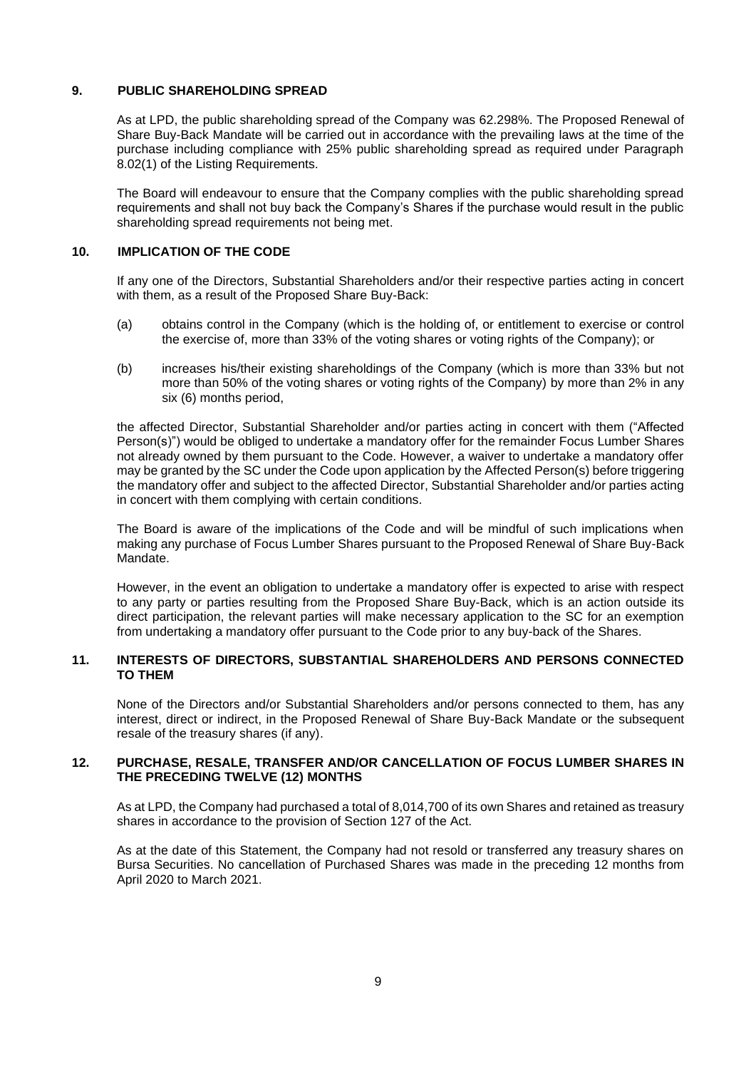## 9. PUBLIC SHAREHOLDING SPREAD

As at LPD, the public shareholding spread of the Company was 62.298%. The Proposed Renewal of Share Buy-Back Mandate will be carried out in accordance with the prevailing laws at the time of the purchase including compliance with 25% public shareholding spread as required under Paragraph 8.02(1) of the Listing Requirements.

The Board will endeavour to ensure that the Company complies with the public shareholding spread requirements and shall not buy back the Company's Shares if the purchase would result in the public shareholding spread requirements not being met.

## 10. IMPLICATION OF THE CODE

If any one of the Directors, Substantial Shareholders and/or their respective parties acting in concert with them, as a result of the Proposed Share Buy-Back:

(a) obtains control in the Company (which is the holding of, or entitlement to exercise or control the exercise of, more than 33% of the voting shares or voting rights of the Company); or

(b) increases his/their existing shareholdings of the Company (which is more than 33% but not more than 50% of the voting shares or voting rights of the Company) by more than 2% in any six (6) months period,

the affected Director, Substantial Shareholder and/or parties acting in concert with them ("Affected Person(s)") would be obliged to undertake a mandatory offer for the remainder Focus Lumber Shares not already owned by them pursuant to the Code. However, a waiver to undertake a mandatory offer may be granted by the SC under the Code upon application by the Affected Person(s) before triggering the mandatory offer and subject to the affected Director, Substantial Shareholder and/or parties acting in concert with them complying with certain conditions.

The Board is aware of the implications of the Code and will be mindful of such implications when making any purchase of Focus Lumber Shares pursuant to the Proposed Renewal of Share Buy-Back Mandate.

However, in the event an obligation to undertake a mandatory offer is expected to arise with respect to any party or parties resulting from the Proposed Share Buy-Back, which is an action outside its direct participation, the relevant parties will make necessary application to the SC for an exemption from undertaking a mandatory offer pursuant to the Code prior to any buy-back of the Shares.

## 11. INTERESTS OF DIRECTORS, SUBSTANTIAL SHAREHOLDERS AND PERSONS CONNECTED TO THEM

None of the Directors and/or Substantial Shareholders and/or persons connected to them, has any interest, direct or indirect, in the Proposed Renewal of Share Buy-Back Mandate or the subsequent resale of the treasury shares (if any).

## 12. PURCHASE, RESALE, TRANSFER AND/OR CANCELLATION OF FOCUS LUMBER SHARES IN THE PRECEDING TWELVE (12) MONTHS

As at LPD, the Company had purchased a total of 8,014,700 of its own Shares and retained as treasury shares in accordance to the provision of Section 127 of the Act.

As at the date of this Statement, the Company had not resold or transferred any treasury shares on Bursa Securities. No cancellation of Purchased Shares was made in the preceding 12 months from April 2020 to March 2021.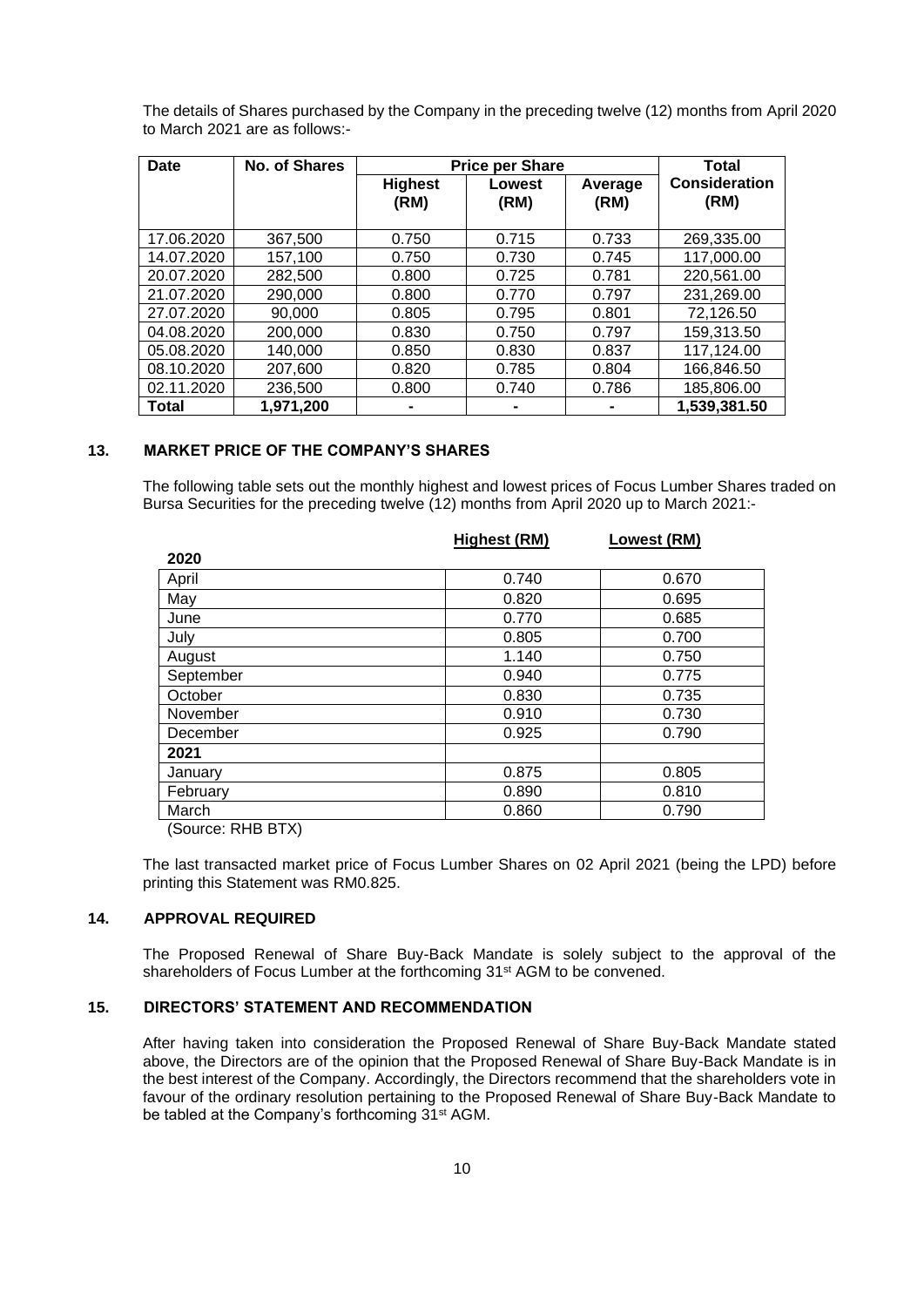The details of Shares purchased by the Company in the preceding twelve (12) months from April 2020 to March 2021 are as follows:-

| Date | No. of Shares | Price per Share | | | Total Consideration (RM) |
|---|---|---|---|---|---|
| | | Highest (RM) | Lowest (RM) | Average (RM) | |
| 17.06.2020 | 367,500 | 0.750 | 0.715 | 0.733 | 269,335.00 |
| 14.07.2020 | 157,100 | 0.750 | 0.730 | 0.745 | 117,000.00 |
| 20.07.2020 | 282,500 | 0.800 | 0.725 | 0.781 | 220,561.00 |
| 21.07.2020 | 290,000 | 0.800 | 0.770 | 0.797 | 231,269.00 |
| 27.07.2020 | 90,000 | 0.805 | 0.795 | 0.801 | 72,126.50 |
| 04.08.2020 | 200,000 | 0.830 | 0.750 | 0.797 | 159,313.50 |
| 05.08.2020 | 140,000 | 0.850 | 0.830 | 0.837 | 117,124.00 |
| 08.10.2020 | 207,600 | 0.820 | 0.785 | 0.804 | 166,846.50 |
| 02.11.2020 | 236,500 | 0.800 | 0.740 | 0.786 | 185,806.00 |
| **Total** | **1,971,200** | **-** | **-** | **-** | **1,539,381.50** |

## 13. MARKET PRICE OF THE COMPANY'S SHARES

The following table sets out the monthly highest and lowest prices of Focus Lumber Shares traded on Bursa Securities for the preceding twelve (12) months from April 2020 up to March 2021:-

| | Highest (RM) | Lowest (RM) |
|---|---|---|
| **2020** | | |
| April | 0.740 | 0.670 |
| May | 0.820 | 0.695 |
| June | 0.770 | 0.685 |
| July | 0.805 | 0.700 |
| August | 1.140 | 0.750 |
| September | 0.940 | 0.775 |
| October | 0.830 | 0.735 |
| November | 0.910 | 0.730 |
| December | 0.925 | 0.790 |
| **2021** | | |
| January | 0.875 | 0.805 |
| February | 0.890 | 0.810 |
| March | 0.860 | 0.790 |

(Source: RHB BTX)

The last transacted market price of Focus Lumber Shares on 02 April 2021 (being the LPD) before printing this Statement was RM0.825.

## 14. APPROVAL REQUIRED

The Proposed Renewal of Share Buy-Back Mandate is solely subject to the approval of the shareholders of Focus Lumber at the forthcoming 31st AGM to be convened.

## 15. DIRECTORS' STATEMENT AND RECOMMENDATION

After having taken into consideration the Proposed Renewal of Share Buy-Back Mandate stated above, the Directors are of the opinion that the Proposed Renewal of Share Buy-Back Mandate is in the best interest of the Company. Accordingly, the Directors recommend that the shareholders vote in favour of the ordinary resolution pertaining to the Proposed Renewal of Share Buy-Back Mandate to be tabled at the Company's forthcoming 31st AGM.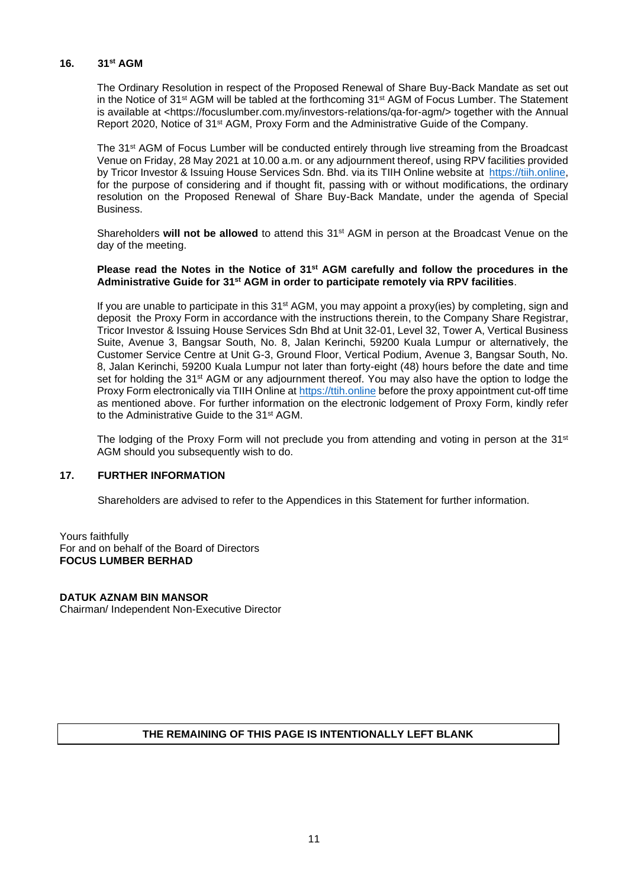## 16. 31st AGM

The Ordinary Resolution in respect of the Proposed Renewal of Share Buy-Back Mandate as set out in the Notice of 31st AGM will be tabled at the forthcoming 31st AGM of Focus Lumber. The Statement is available at <https://focuslumber.com.my/investors-relations/qa-for-agm/> together with the Annual Report 2020, Notice of 31st AGM, Proxy Form and the Administrative Guide of the Company.

The 31st AGM of Focus Lumber will be conducted entirely through live streaming from the Broadcast Venue on Friday, 28 May 2021 at 10.00 a.m. or any adjournment thereof, using RPV facilities provided by Tricor Investor & Issuing House Services Sdn. Bhd. via its TIIH Online website at https://tiih.online, for the purpose of considering and if thought fit, passing with or without modifications, the ordinary resolution on the Proposed Renewal of Share Buy-Back Mandate, under the agenda of Special Business.

Shareholders **will not be allowed** to attend this 31st AGM in person at the Broadcast Venue on the day of the meeting.

**Please read the Notes in the Notice of 31st AGM carefully and follow the procedures in the Administrative Guide for 31st AGM in order to participate remotely via RPV facilities**.

If you are unable to participate in this 31st AGM, you may appoint a proxy(ies) by completing, sign and deposit the Proxy Form in accordance with the instructions therein, to the Company Share Registrar, Tricor Investor & Issuing House Services Sdn Bhd at Unit 32-01, Level 32, Tower A, Vertical Business Suite, Avenue 3, Bangsar South, No. 8, Jalan Kerinchi, 59200 Kuala Lumpur or alternatively, the Customer Service Centre at Unit G-3, Ground Floor, Vertical Podium, Avenue 3, Bangsar South, No. 8, Jalan Kerinchi, 59200 Kuala Lumpur not later than forty-eight (48) hours before the date and time set for holding the 31st AGM or any adjournment thereof. You may also have the option to lodge the Proxy Form electronically via TIIH Online at https://ttih.online before the proxy appointment cut-off time as mentioned above. For further information on the electronic lodgement of Proxy Form, kindly refer to the Administrative Guide to the 31st AGM.

The lodging of the Proxy Form will not preclude you from attending and voting in person at the 31st AGM should you subsequently wish to do.

## 17. FURTHER INFORMATION

Shareholders are advised to refer to the Appendices in this Statement for further information.

Yours faithfully
For and on behalf of the Board of Directors
**FOCUS LUMBER BERHAD**

**DATUK AZNAM BIN MANSOR**
Chairman/ Independent Non-Executive Director

**THE REMAINING OF THIS PAGE IS INTENTIONALLY LEFT BLANK**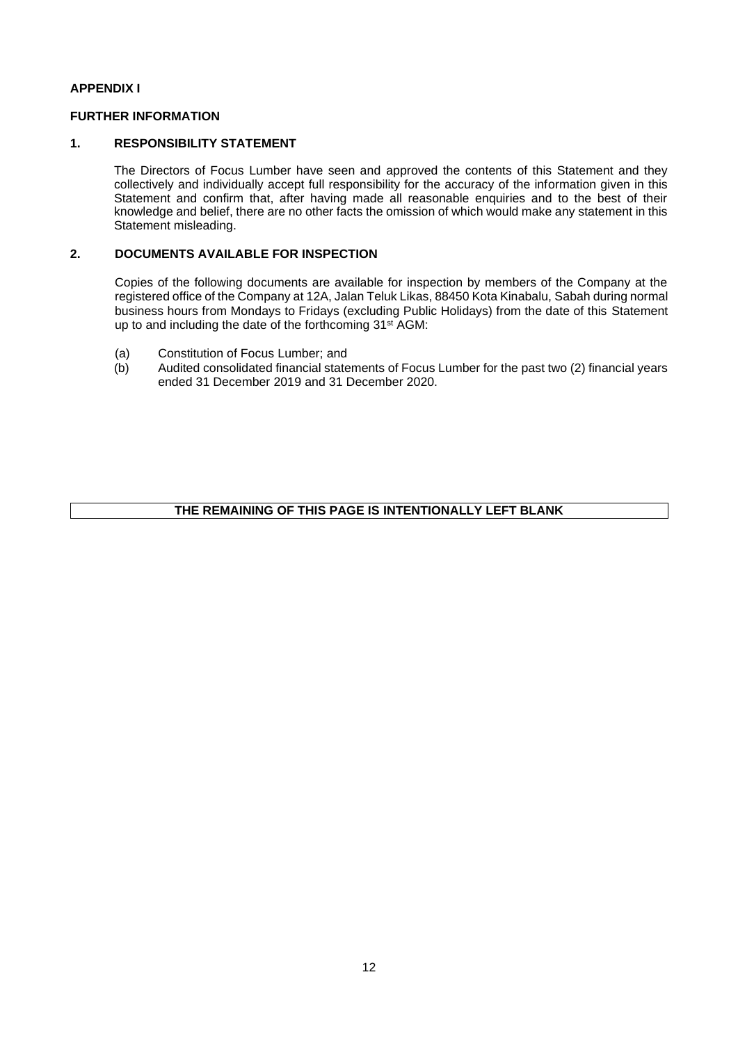**APPENDIX I**

**FURTHER INFORMATION**

## 1. RESPONSIBILITY STATEMENT

The Directors of Focus Lumber have seen and approved the contents of this Statement and they collectively and individually accept full responsibility for the accuracy of the information given in this Statement and confirm that, after having made all reasonable enquiries and to the best of their knowledge and belief, there are no other facts the omission of which would make any statement in this Statement misleading.

## 2. DOCUMENTS AVAILABLE FOR INSPECTION

Copies of the following documents are available for inspection by members of the Company at the registered office of the Company at 12A, Jalan Teluk Likas, 88450 Kota Kinabalu, Sabah during normal business hours from Mondays to Fridays (excluding Public Holidays) from the date of this Statement up to and including the date of the forthcoming 31st AGM:

(a) Constitution of Focus Lumber; and
(b) Audited consolidated financial statements of Focus Lumber for the past two (2) financial years ended 31 December 2019 and 31 December 2020.

**THE REMAINING OF THIS PAGE IS INTENTIONALLY LEFT BLANK**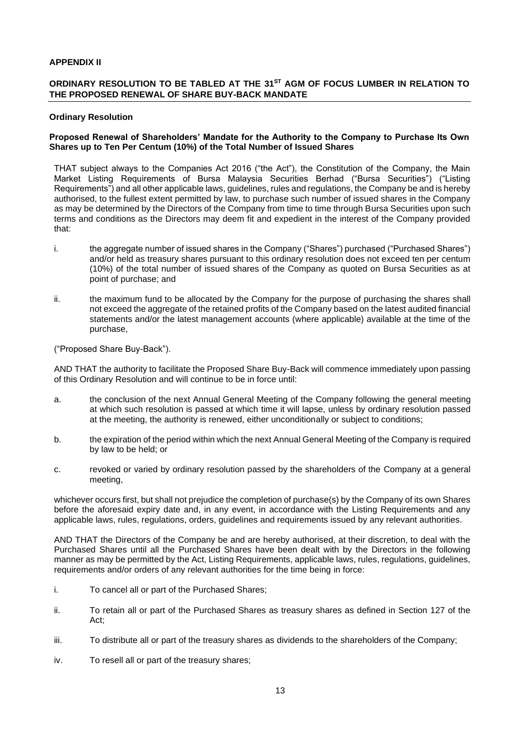**APPENDIX II**

**ORDINARY RESOLUTION TO BE TABLED AT THE 31ST AGM OF FOCUS LUMBER IN RELATION TO THE PROPOSED RENEWAL OF SHARE BUY-BACK MANDATE**

**Ordinary Resolution**

**Proposed Renewal of Shareholders' Mandate for the Authority to the Company to Purchase Its Own Shares up to Ten Per Centum (10%) of the Total Number of Issued Shares**

THAT subject always to the Companies Act 2016 ("the Act"), the Constitution of the Company, the Main Market Listing Requirements of Bursa Malaysia Securities Berhad ("Bursa Securities") ("Listing Requirements") and all other applicable laws, guidelines, rules and regulations, the Company be and is hereby authorised, to the fullest extent permitted by law, to purchase such number of issued shares in the Company as may be determined by the Directors of the Company from time to time through Bursa Securities upon such terms and conditions as the Directors may deem fit and expedient in the interest of the Company provided that:

i. the aggregate number of issued shares in the Company ("Shares") purchased ("Purchased Shares") and/or held as treasury shares pursuant to this ordinary resolution does not exceed ten per centum (10%) of the total number of issued shares of the Company as quoted on Bursa Securities as at point of purchase; and

ii. the maximum fund to be allocated by the Company for the purpose of purchasing the shares shall not exceed the aggregate of the retained profits of the Company based on the latest audited financial statements and/or the latest management accounts (where applicable) available at the time of the purchase,

("Proposed Share Buy-Back").

AND THAT the authority to facilitate the Proposed Share Buy-Back will commence immediately upon passing of this Ordinary Resolution and will continue to be in force until:

a. the conclusion of the next Annual General Meeting of the Company following the general meeting at which such resolution is passed at which time it will lapse, unless by ordinary resolution passed at the meeting, the authority is renewed, either unconditionally or subject to conditions;

b. the expiration of the period within which the next Annual General Meeting of the Company is required by law to be held; or

c. revoked or varied by ordinary resolution passed by the shareholders of the Company at a general meeting,

whichever occurs first, but shall not prejudice the completion of purchase(s) by the Company of its own Shares before the aforesaid expiry date and, in any event, in accordance with the Listing Requirements and any applicable laws, rules, regulations, orders, guidelines and requirements issued by any relevant authorities.

AND THAT the Directors of the Company be and are hereby authorised, at their discretion, to deal with the Purchased Shares until all the Purchased Shares have been dealt with by the Directors in the following manner as may be permitted by the Act, Listing Requirements, applicable laws, rules, regulations, guidelines, requirements and/or orders of any relevant authorities for the time being in force:

i. To cancel all or part of the Purchased Shares;

ii. To retain all or part of the Purchased Shares as treasury shares as defined in Section 127 of the Act;

iii. To distribute all or part of the treasury shares as dividends to the shareholders of the Company;

iv. To resell all or part of the treasury shares;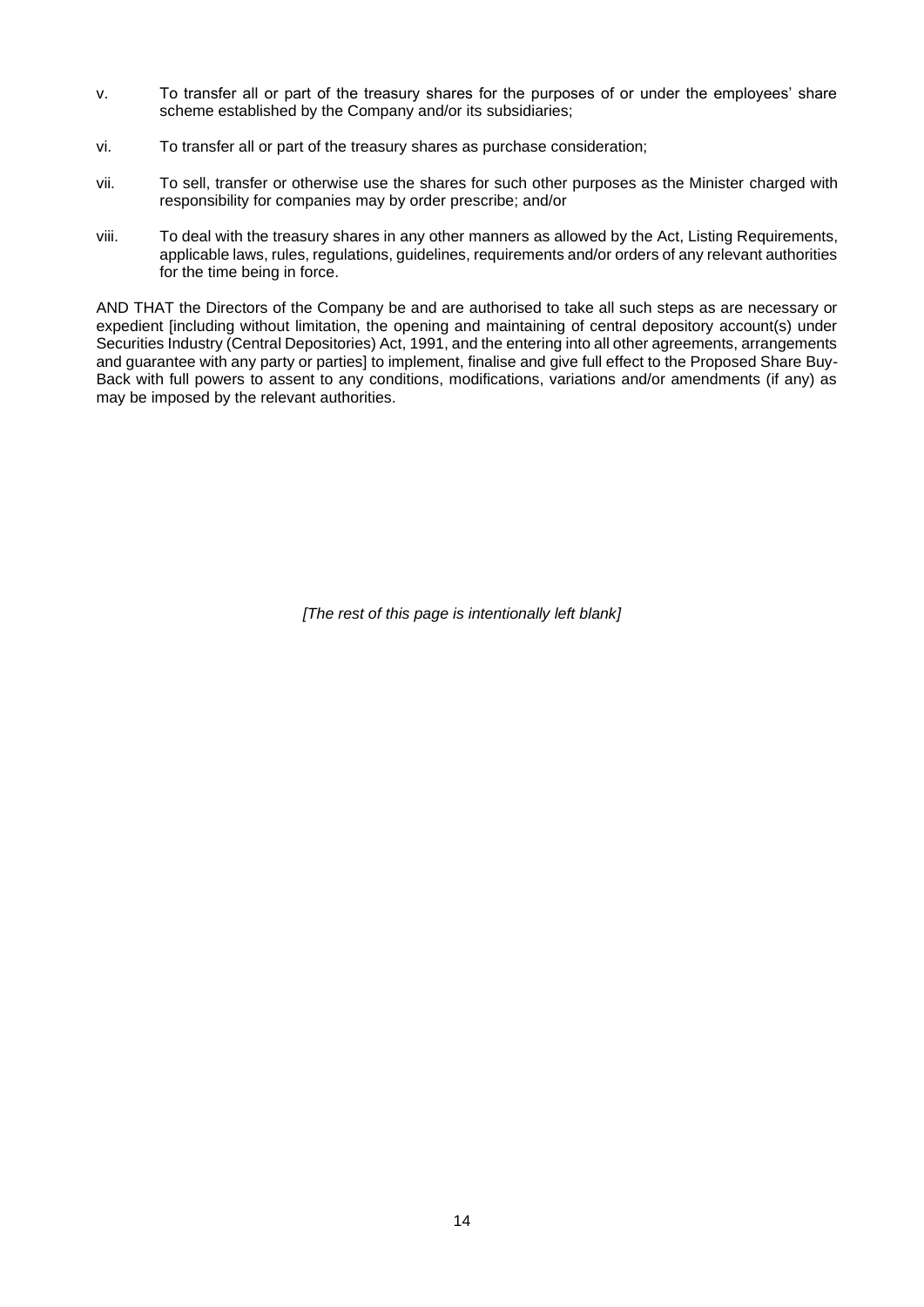v. To transfer all or part of the treasury shares for the purposes of or under the employees' share scheme established by the Company and/or its subsidiaries;

vi. To transfer all or part of the treasury shares as purchase consideration;

vii. To sell, transfer or otherwise use the shares for such other purposes as the Minister charged with responsibility for companies may by order prescribe; and/or

viii. To deal with the treasury shares in any other manners as allowed by the Act, Listing Requirements, applicable laws, rules, regulations, guidelines, requirements and/or orders of any relevant authorities for the time being in force.

AND THAT the Directors of the Company be and are authorised to take all such steps as are necessary or expedient [including without limitation, the opening and maintaining of central depository account(s) under Securities Industry (Central Depositories) Act, 1991, and the entering into all other agreements, arrangements and guarantee with any party or parties] to implement, finalise and give full effect to the Proposed Share Buy-Back with full powers to assent to any conditions, modifications, variations and/or amendments (if any) as may be imposed by the relevant authorities.

*[The rest of this page is intentionally left blank]*